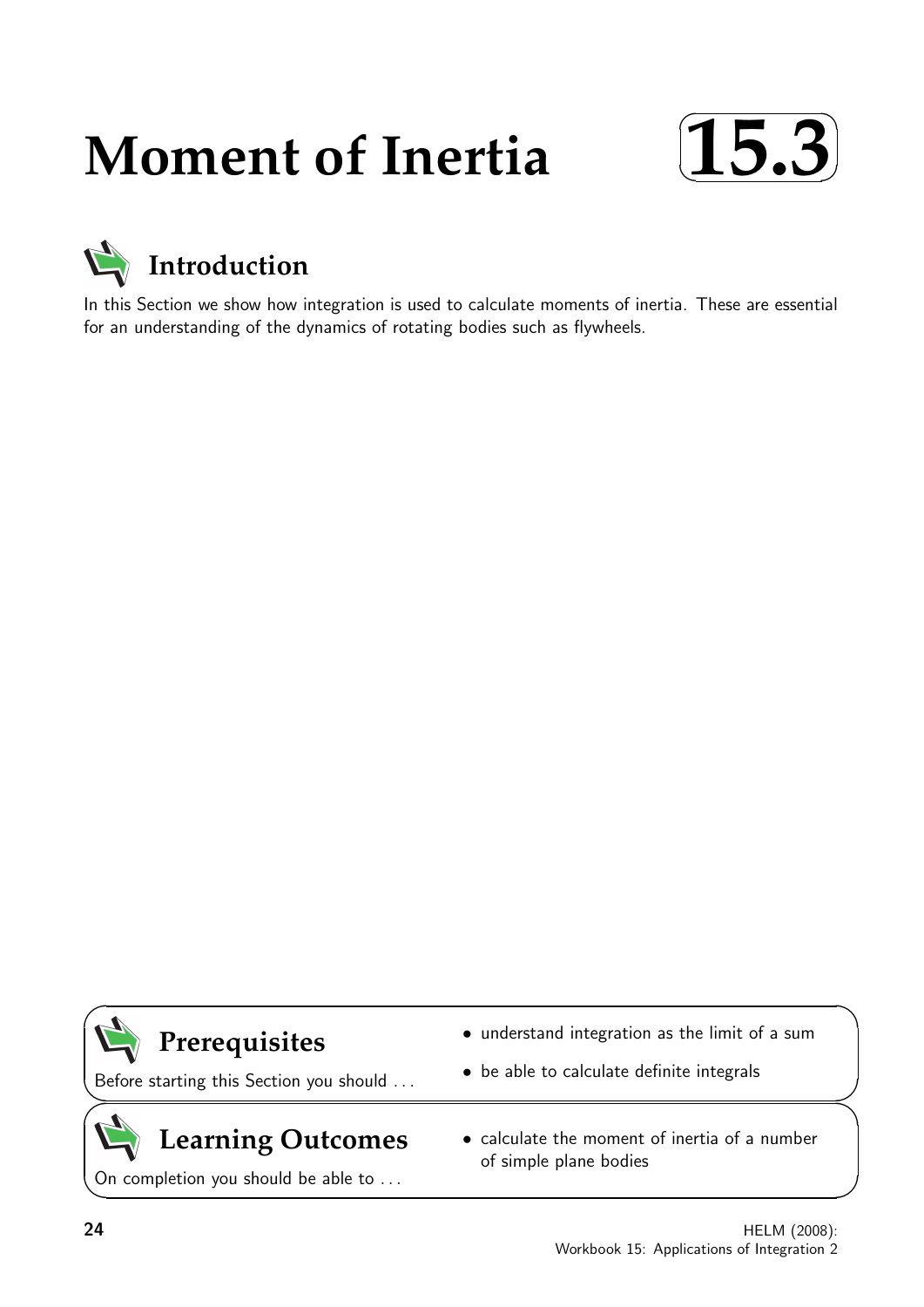# Moment of Inertia 15.3

## Introduction

In this Section we show how integration is used to calculate moments of inertia. These are essential for an understanding of the dynamics of rotating bodies such as flywheels.

## Prerequisites

Before starting this Section you should ...

- understand integration as the limit of a sum
- be able to calculate definite integrals

## Learning Outcomes

On completion you should be able to ...

- calculate the moment of inertia of a number of simple plane bodies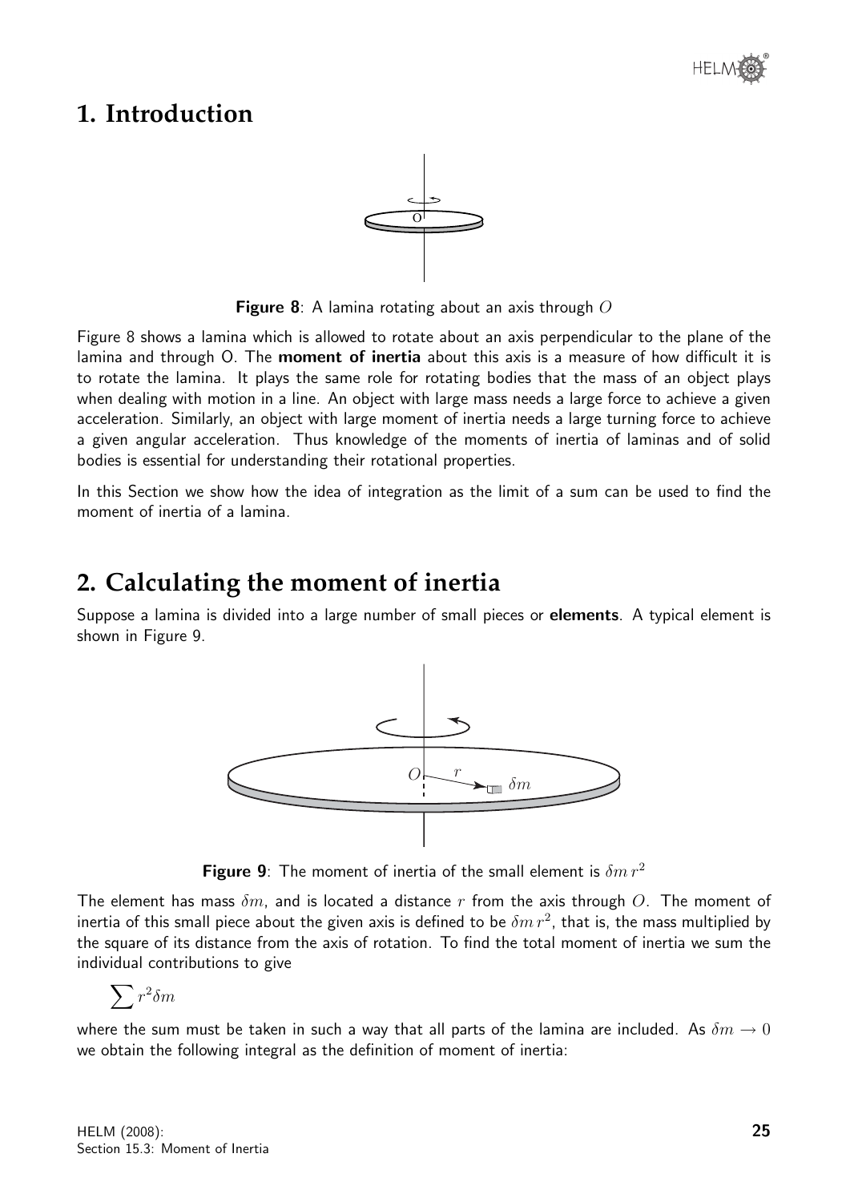# 1. Introduction

**Figure 8**: A lamina rotating about an axis through $O$

Figure 8 shows a lamina which is allowed to rotate about an axis perpendicular to the plane of the lamina and through O. The **moment of inertia** about this axis is a measure of how difficult it is to rotate the lamina. It plays the same role for rotating bodies that the mass of an object plays when dealing with motion in a line. An object with large mass needs a large force to achieve a given acceleration. Similarly, an object with large moment of inertia needs a large turning force to achieve a given angular acceleration. Thus knowledge of the moments of inertia of laminas and of solid bodies is essential for understanding their rotational properties.

In this Section we show how the idea of integration as the limit of a sum can be used to find the moment of inertia of a lamina.

# 2. Calculating the moment of inertia

Suppose a lamina is divided into a large number of small pieces or **elements**. A typical element is shown in Figure 9.

**Figure 9**: The moment of inertia of the small element is $\delta m\, r^2$

The element has mass $\delta m$, and is located a distance $r$ from the axis through $O$. The moment of inertia of this small piece about the given axis is defined to be $\delta m\, r^2$, that is, the mass multiplied by the square of its distance from the axis of rotation. To find the total moment of inertia we sum the individual contributions to give

$$\sum r^2 \delta m$$

where the sum must be taken in such a way that all parts of the lamina are included. As $\delta m \to 0$ we obtain the following integral as the definition of moment of inertia: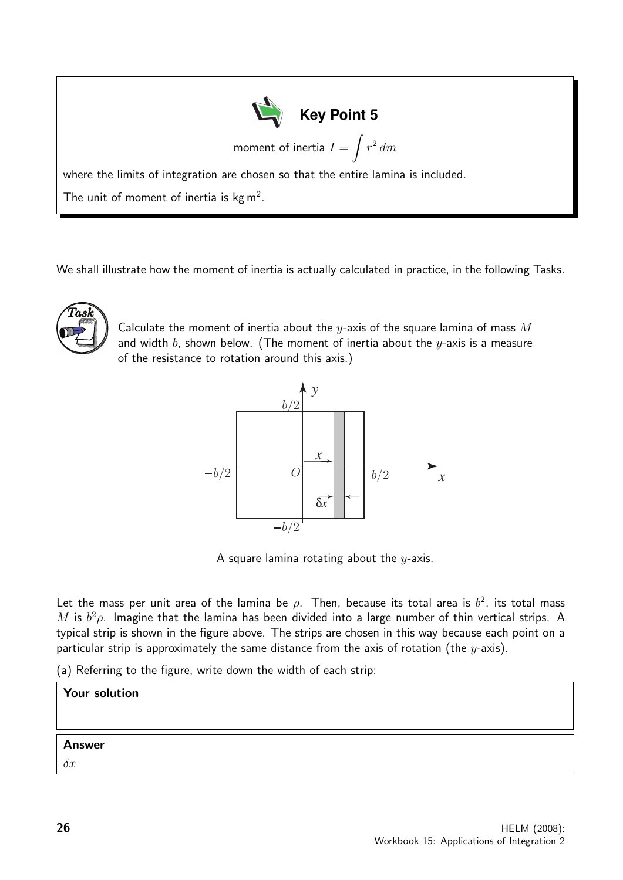**Key Point 5**

$$\text{moment of inertia } I = \int r^2 \, dm$$

where the limits of integration are chosen so that the entire lamina is included.

The unit of moment of inertia is kg m$^2$.

We shall illustrate how the moment of inertia is actually calculated in practice, in the following Tasks.

**Task**

Calculate the moment of inertia about the $y$-axis of the square lamina of mass $M$ and width $b$, shown below. (The moment of inertia about the $y$-axis is a measure of the resistance to rotation around this axis.)

A square lamina rotating about the $y$-axis.

Let the mass per unit area of the lamina be $\rho$. Then, because its total area is $b^2$, its total mass $M$ is $b^2\rho$. Imagine that the lamina has been divided into a large number of thin vertical strips. A typical strip is shown in the figure above. The strips are chosen in this way because each point on a particular strip is approximately the same distance from the axis of rotation (the $y$-axis).

(a) Referring to the figure, write down the width of each strip:

**Your solution**

**Answer**

$\delta x$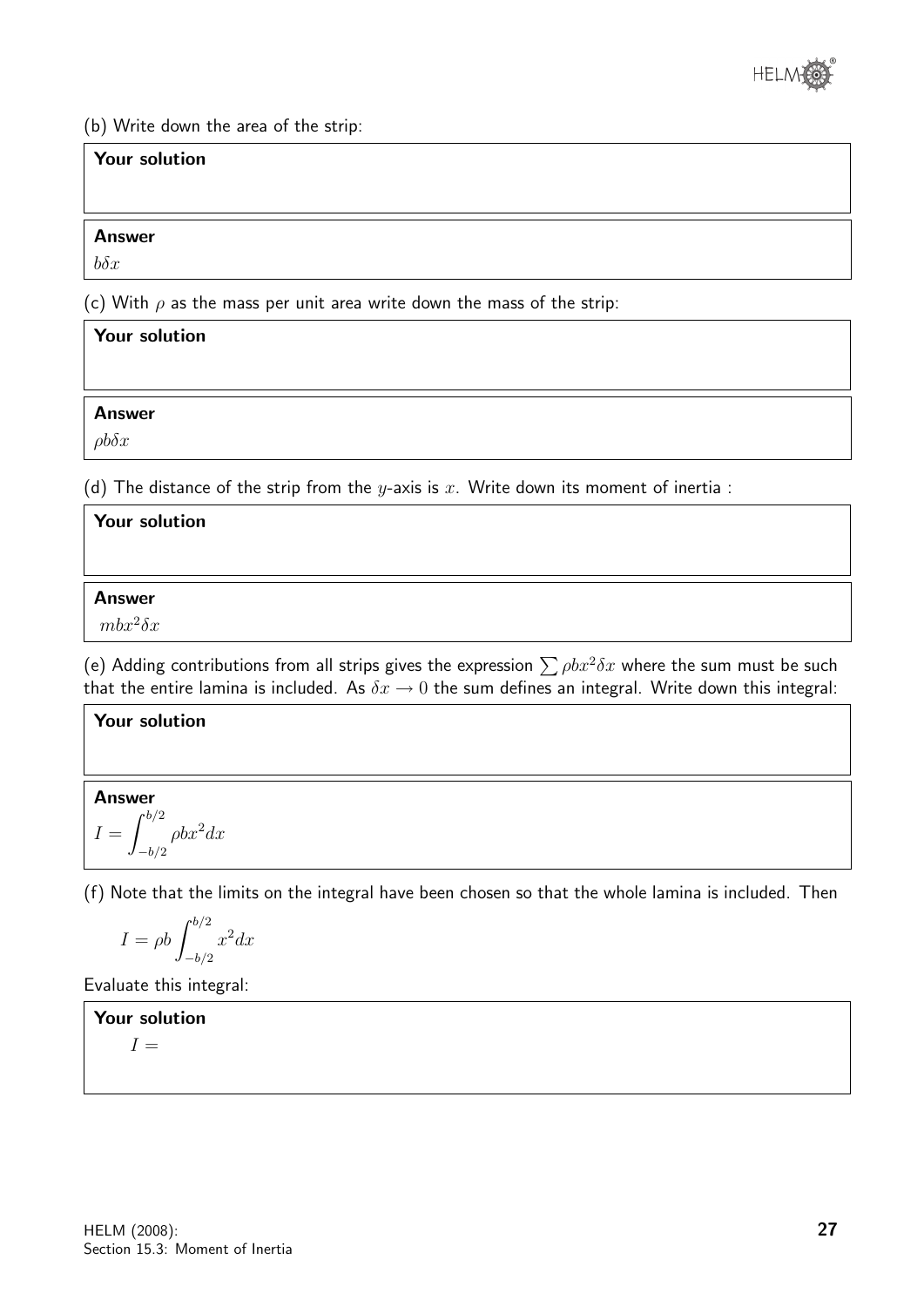(b) Write down the area of the strip:

**Your solution**

**Answer**

$b\delta x$

(c) With $\rho$ as the mass per unit area write down the mass of the strip:

**Your solution**

**Answer**

$\rho b\delta x$

(d) The distance of the strip from the $y$-axis is $x$. Write down its moment of inertia :

**Your solution**

**Answer**

$mbx^2\delta x$

(e) Adding contributions from all strips gives the expression $\sum \rho bx^2\delta x$ where the sum must be such that the entire lamina is included. As $\delta x \to 0$ the sum defines an integral. Write down this integral:

**Your solution**

**Answer**

$I = \displaystyle\int_{-b/2}^{b/2} \rho bx^2 dx$

(f) Note that the limits on the integral have been chosen so that the whole lamina is included. Then

$$I = \rho b \int_{-b/2}^{b/2} x^2 dx$$

Evaluate this integral:

**Your solution**

$I =$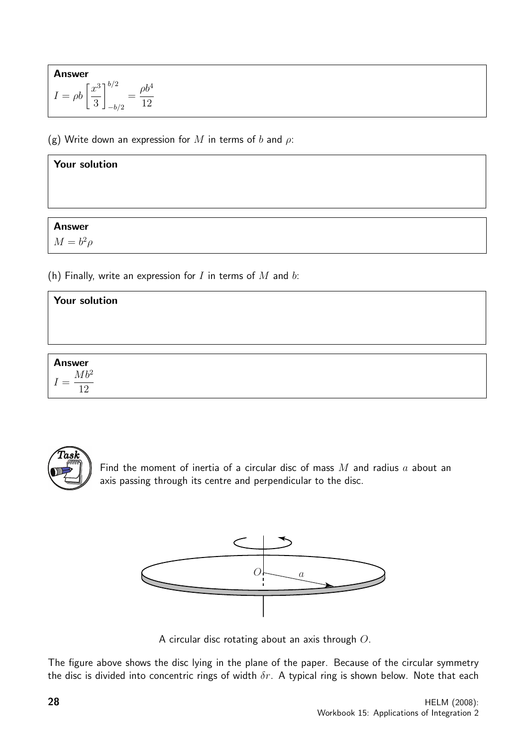**Answer**

$I = \rho b \left[ \dfrac{x^3}{3} \right]_{-b/2}^{b/2} = \dfrac{\rho b^4}{12}$

(g) Write down an expression for $M$ in terms of $b$ and $\rho$:

**Your solution**

**Answer**

$M = b^2 \rho$

(h) Finally, write an expression for $I$ in terms of $M$ and $b$:

**Your solution**

**Answer**

$I = \dfrac{Mb^2}{12}$

**Task**

Find the moment of inertia of a circular disc of mass $M$ and radius $a$ about an axis passing through its centre and perpendicular to the disc.

A circular disc rotating about an axis through $O$.

The figure above shows the disc lying in the plane of the paper. Because of the circular symmetry the disc is divided into concentric rings of width $\delta r$. A typical ring is shown below. Note that each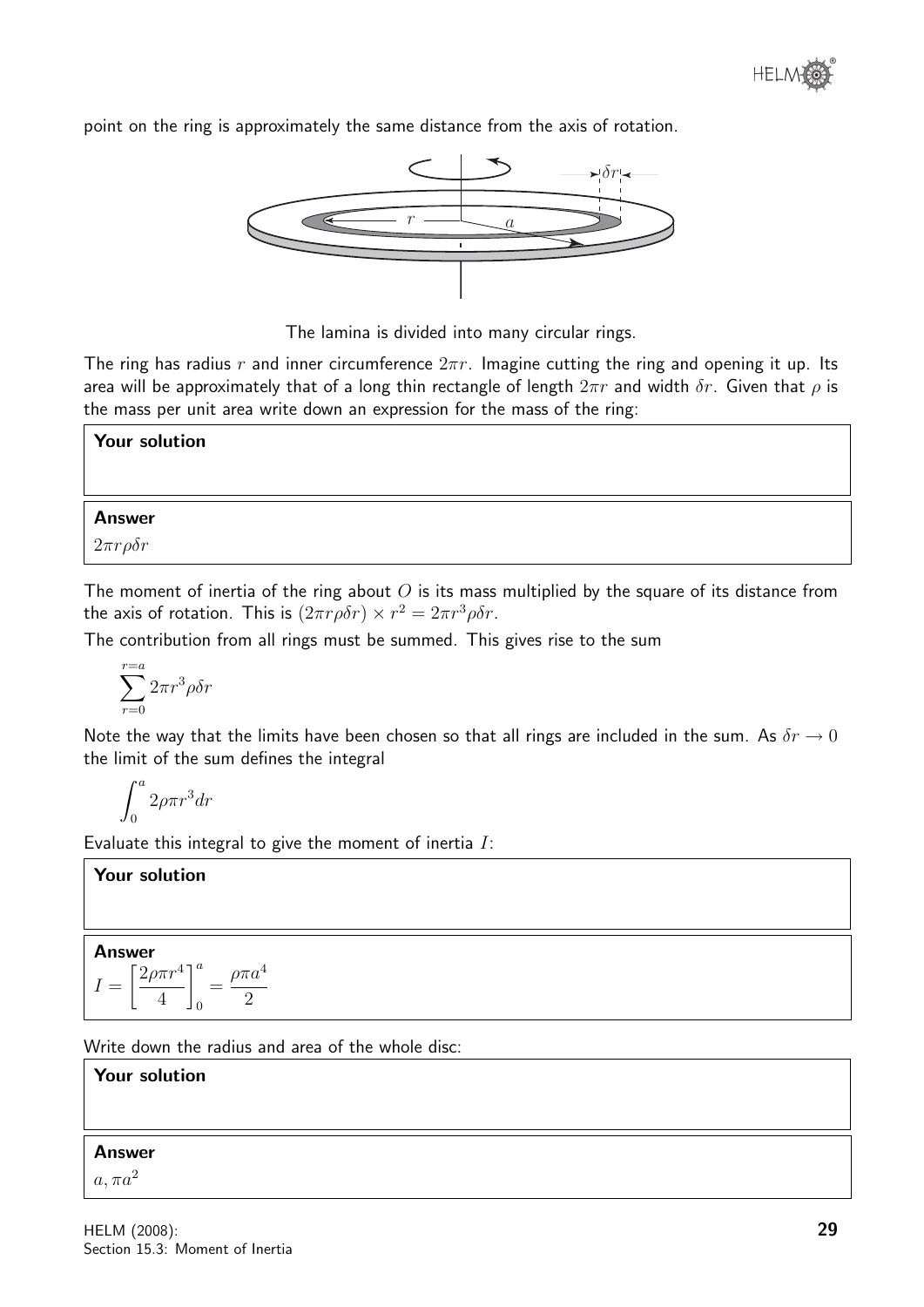point on the ring is approximately the same distance from the axis of rotation.

The lamina is divided into many circular rings.

The ring has radius $r$ and inner circumference $2\pi r$. Imagine cutting the ring and opening it up. Its area will be approximately that of a long thin rectangle of length $2\pi r$ and width $\delta r$. Given that $\rho$ is the mass per unit area write down an expression for the mass of the ring:

**Your solution**

**Answer**

$2\pi r\rho\delta r$

The moment of inertia of the ring about $O$ is its mass multiplied by the square of its distance from the axis of rotation. This is $(2\pi r\rho\delta r) \times r^2 = 2\pi r^3\rho\delta r$.

The contribution from all rings must be summed. This gives rise to the sum

$$\sum_{r=0}^{r=a} 2\pi r^3 \rho \delta r$$

Note the way that the limits have been chosen so that all rings are included in the sum. As $\delta r \to 0$ the limit of the sum defines the integral

$$\int_0^a 2\rho\pi r^3 dr$$

Evaluate this integral to give the moment of inertia $I$:

**Your solution**

**Answer**

$$I = \left[\frac{2\rho\pi r^4}{4}\right]_0^a = \frac{\rho\pi a^4}{2}$$

Write down the radius and area of the whole disc:

**Your solution**

**Answer**

$a, \pi a^2$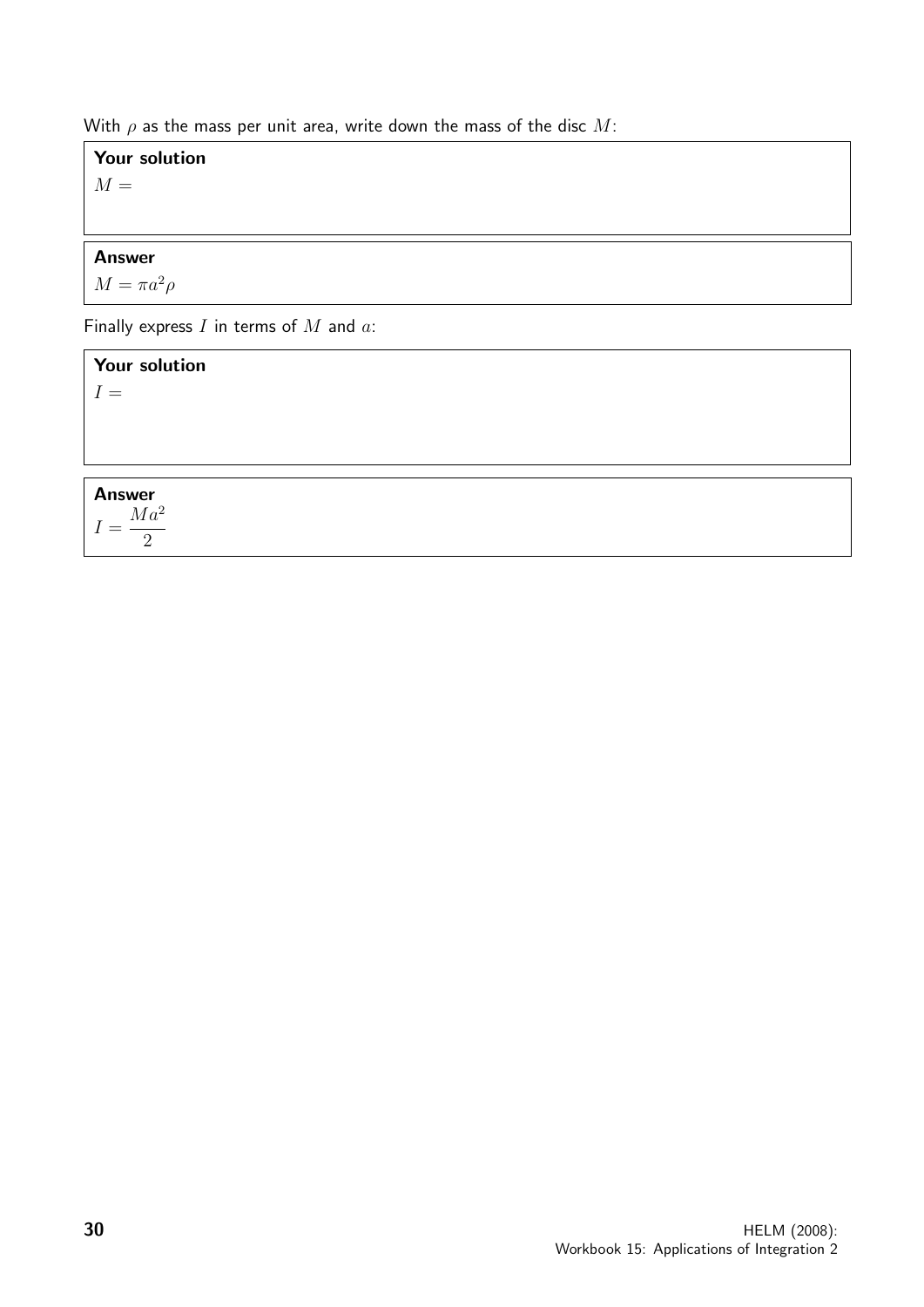With $\rho$ as the mass per unit area, write down the mass of the disc $M$:

**Your solution**

$M =$

**Answer**

$M = \pi a^2 \rho$

Finally express $I$ in terms of $M$ and $a$:

**Your solution**

$I =$

**Answer**

$I = \dfrac{Ma^2}{2}$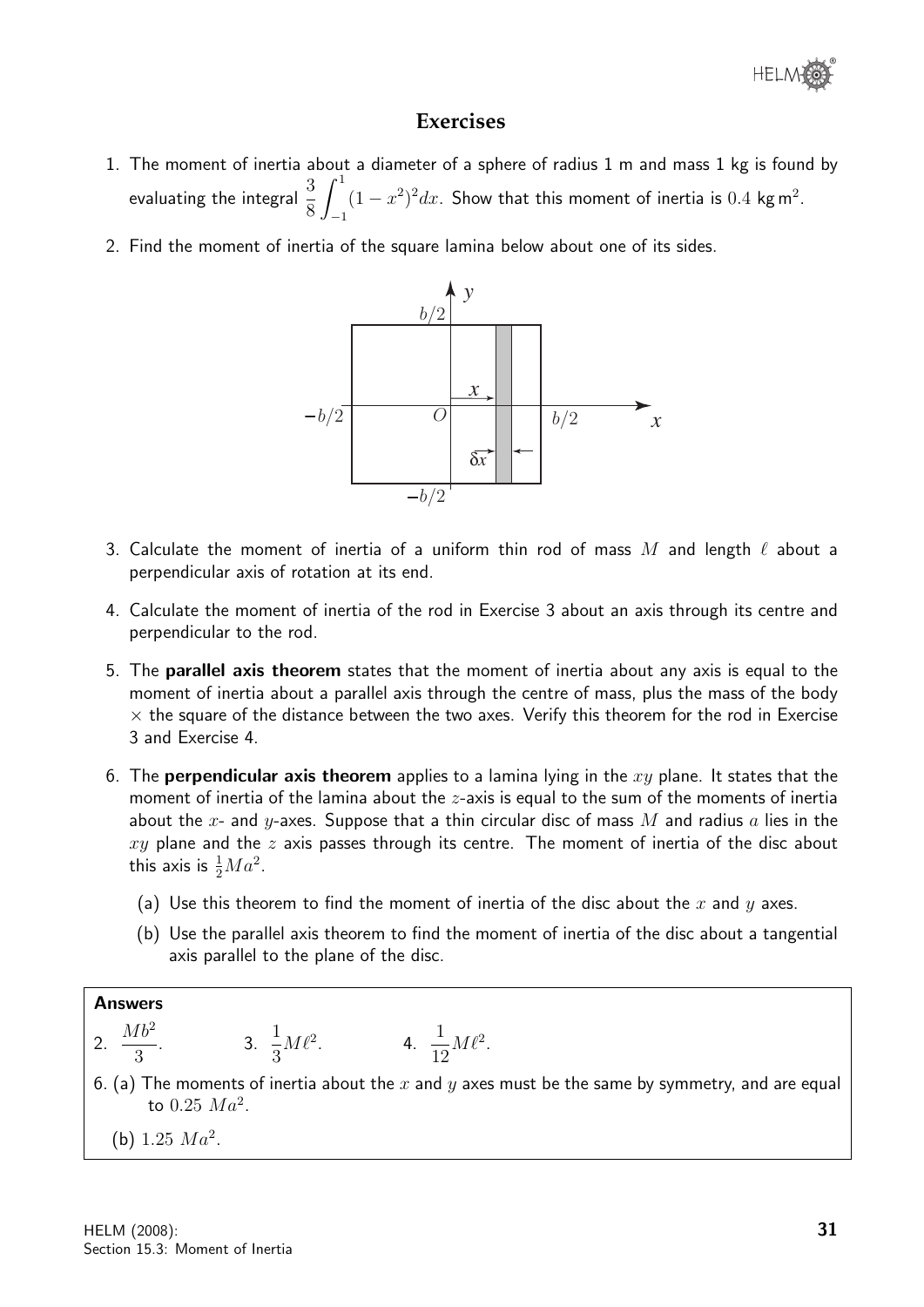## Exercises

1. The moment of inertia about a diameter of a sphere of radius 1 m and mass 1 kg is found by evaluating the integral $\dfrac{3}{8}\displaystyle\int_{-1}^{1}(1-x^2)^2 dx$. Show that this moment of inertia is $0.4$ kg m$^2$.

2. Find the moment of inertia of the square lamina below about one of its sides.

$y$

$b/2$

$x$

$-b/2$

$O$

$b/2$

$x$

$\delta x$

$-b/2$

3. Calculate the moment of inertia of a uniform thin rod of mass $M$ and length $\ell$ about a perpendicular axis of rotation at its end.

4. Calculate the moment of inertia of the rod in Exercise 3 about an axis through its centre and perpendicular to the rod.

5. The **parallel axis theorem** states that the moment of inertia about any axis is equal to the moment of inertia about a parallel axis through the centre of mass, plus the mass of the body $\times$ the square of the distance between the two axes. Verify this theorem for the rod in Exercise 3 and Exercise 4.

6. The **perpendicular axis theorem** applies to a lamina lying in the $xy$ plane. It states that the moment of inertia of the lamina about the $z$-axis is equal to the sum of the moments of inertia about the $x$- and $y$-axes. Suppose that a thin circular disc of mass $M$ and radius $a$ lies in the $xy$ plane and the $z$ axis passes through its centre. The moment of inertia of the disc about this axis is $\frac{1}{2}Ma^2$.

   (a) Use this theorem to find the moment of inertia of the disc about the $x$ and $y$ axes.

   (b) Use the parallel axis theorem to find the moment of inertia of the disc about a tangential axis parallel to the plane of the disc.

**Answers**

2. $\dfrac{Mb^2}{3}$. 3. $\dfrac{1}{3}M\ell^2$. 4. $\dfrac{1}{12}M\ell^2$.

6. (a) The moments of inertia about the $x$ and $y$ axes must be the same by symmetry, and are equal to $0.25\ Ma^2$.

   (b) $1.25\ Ma^2$.